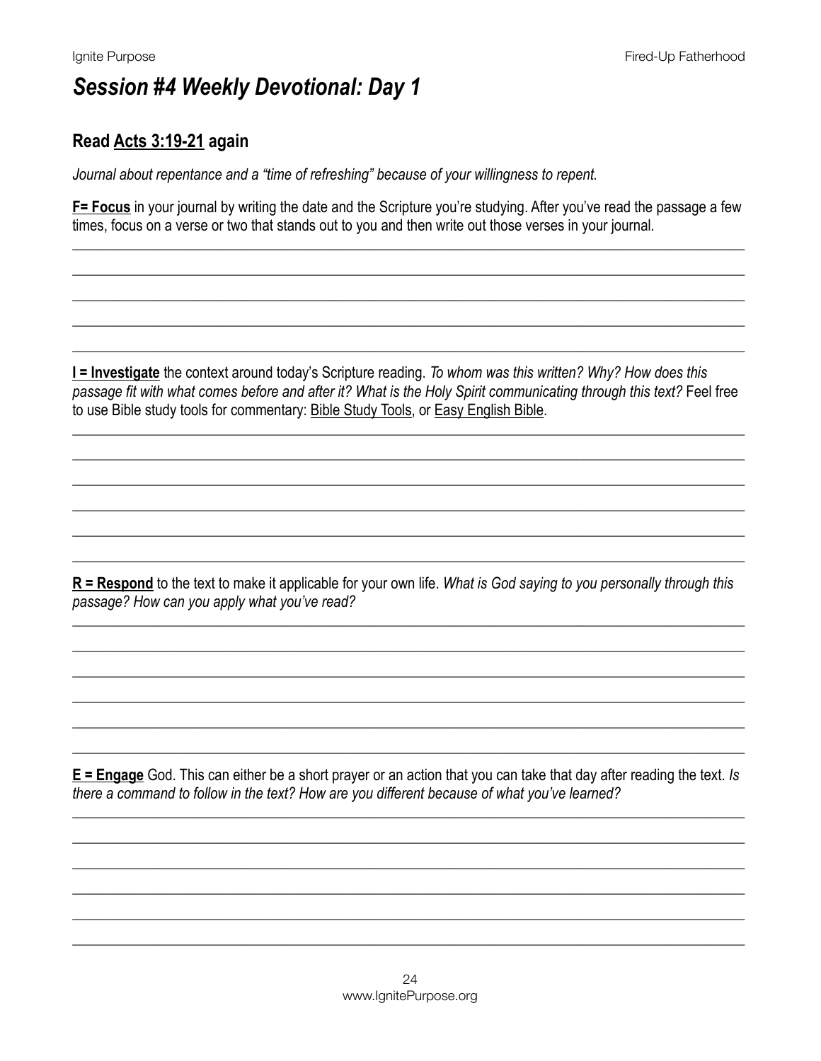## *Session #4 Weekly Devotional: Day 1*

### Read <u>Acts 3:19-21</u> again

*Journal about repentance and a "time of refreshing" because of your willingness to repent.*

**<u>F= Focus</u>** in your journal by writing the date and the Scripture you're studying. After you've read the passage a few times, focus on a verse or two that stands out to you and then write out those verses in your journal.

**<u>I = Investigate</u>** the context around today's Scripture reading. *To whom was this written? Why? How does this passage fit with what comes before and after it? What is the Holy Spirit communicating through this text?* Feel free to use Bible study tools for commentary: <u>Bible Study Tools</u>, or <u>Easy English Bible</u>.

**<u>R = Respond</u>** to the text to make it applicable for your own life. *What is God saying to you personally through this passage? How can you apply what you've read?*

**<u>E = Engage</u>** God. This can either be a short prayer or an action that you can take that day after reading the text. *Is there a command to follow in the text? How are you different because of what you've learned?*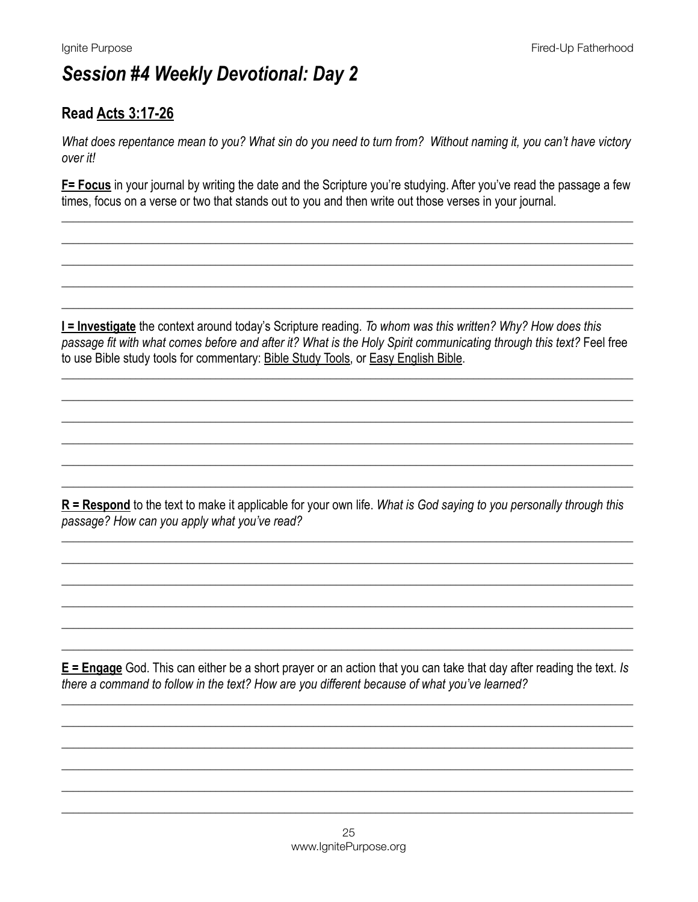# *Session #4 Weekly Devotional: Day 2*

## Read Acts 3:17-26

*What does repentance mean to you? What sin do you need to turn from? Without naming it, you can't have victory over it!*

**F= Focus** in your journal by writing the date and the Scripture you're studying. After you've read the passage a few times, focus on a verse or two that stands out to you and then write out those verses in your journal.

**I = Investigate** the context around today's Scripture reading. *To whom was this written? Why? How does this passage fit with what comes before and after it? What is the Holy Spirit communicating through this text?* Feel free to use Bible study tools for commentary: Bible Study Tools, or Easy English Bible.

**R = Respond** to the text to make it applicable for your own life. *What is God saying to you personally through this passage? How can you apply what you've read?*

**E = Engage** God. This can either be a short prayer or an action that you can take that day after reading the text. *Is there a command to follow in the text? How are you different because of what you've learned?*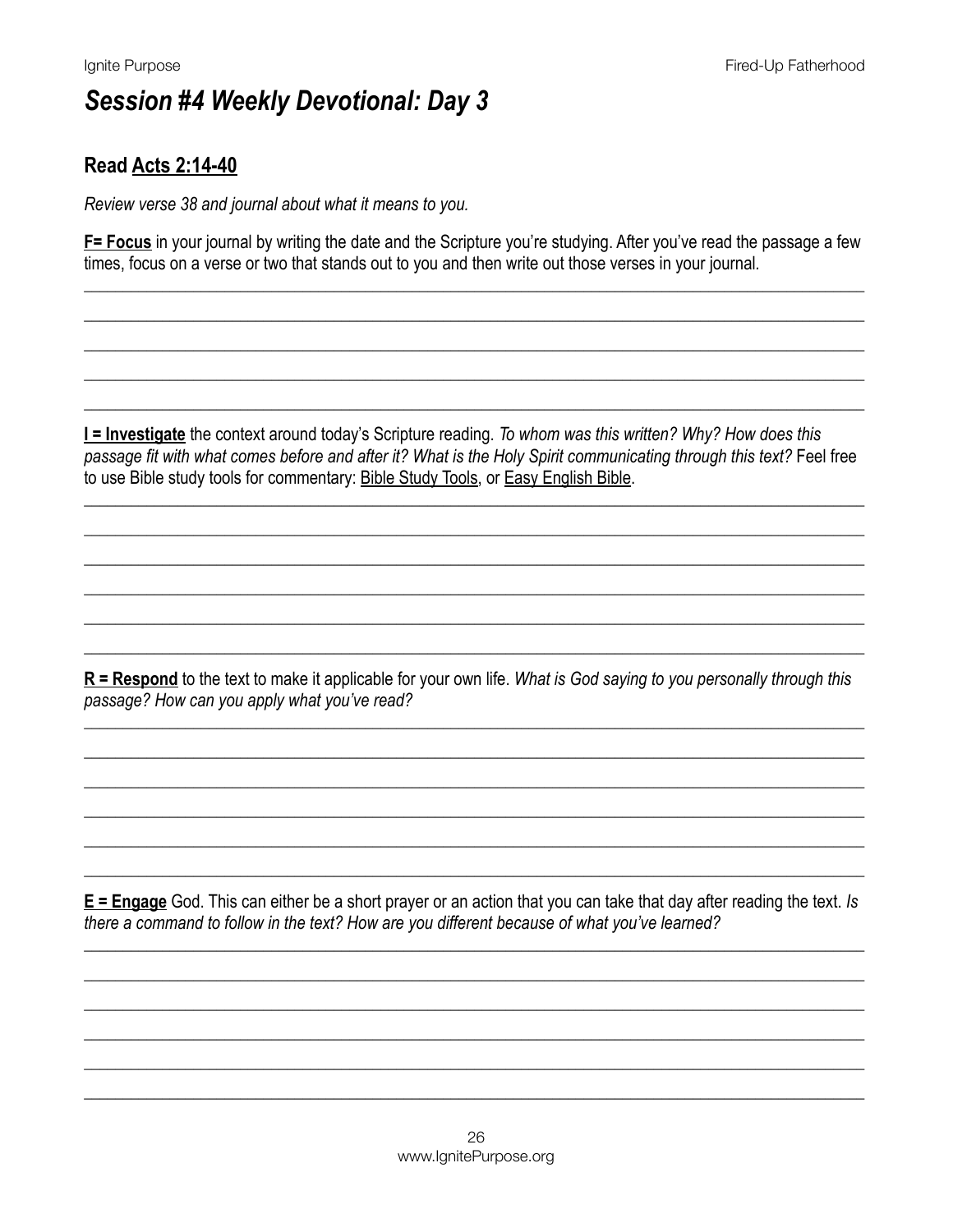# *Session #4 Weekly Devotional: Day 3*

## Read Acts 2:14-40

*Review verse 38 and journal about what it means to you.*

**F= Focus** in your journal by writing the date and the Scripture you're studying. After you've read the passage a few times, focus on a verse or two that stands out to you and then write out those verses in your journal.

**I = Investigate** the context around today's Scripture reading. *To whom was this written? Why? How does this passage fit with what comes before and after it? What is the Holy Spirit communicating through this text?* Feel free to use Bible study tools for commentary: Bible Study Tools, or Easy English Bible.

**R = Respond** to the text to make it applicable for your own life. *What is God saying to you personally through this passage? How can you apply what you've read?*

**E = Engage** God. This can either be a short prayer or an action that you can take that day after reading the text. *Is there a command to follow in the text? How are you different because of what you've learned?*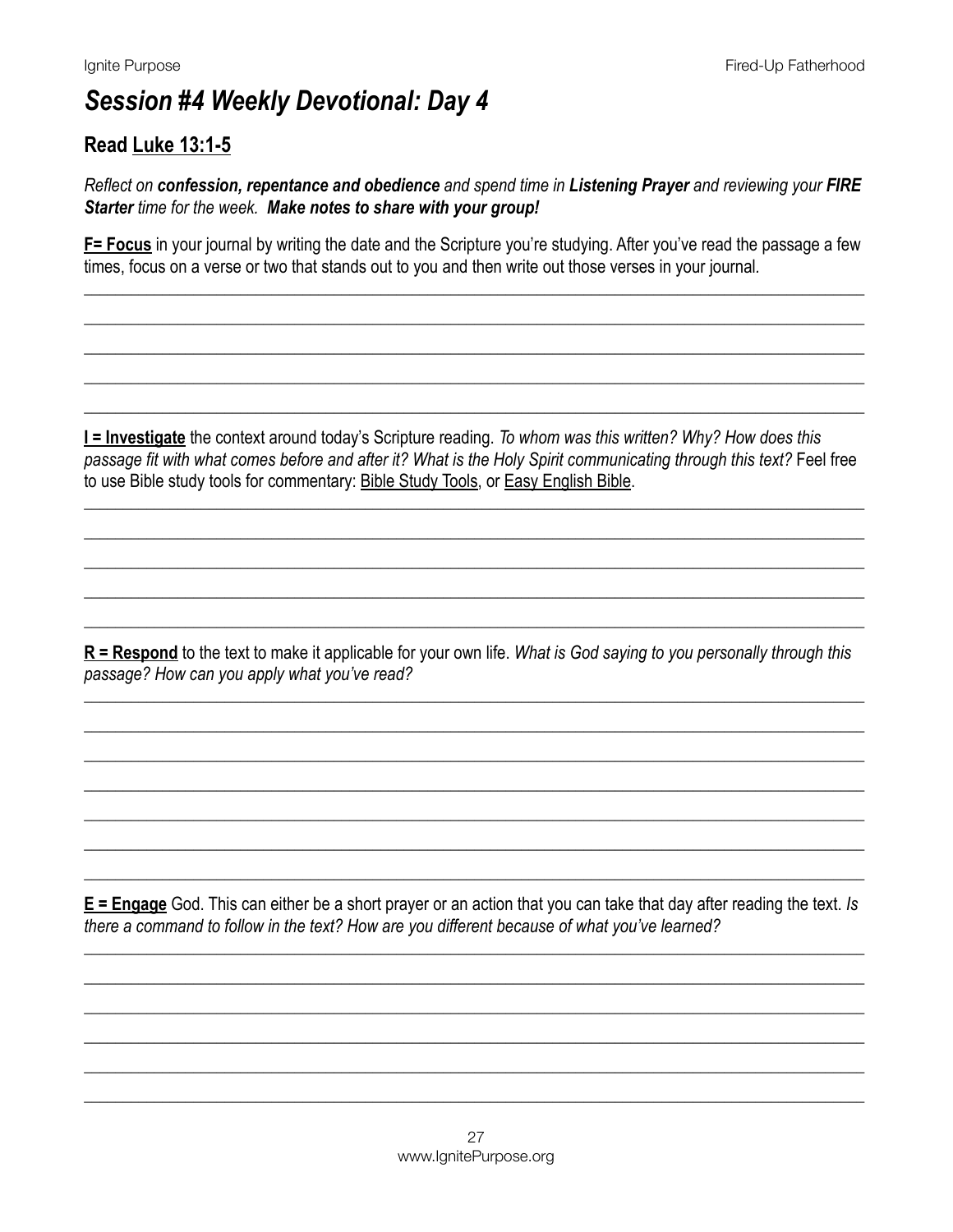## *Session #4 Weekly Devotional: Day 4*

### Read Luke 13:1-5

*Reflect on **confession, repentance and obedience** and spend time in **Listening Prayer** and reviewing your **FIRE Starter** time for the week. **Make notes to share with your group!***

**F= Focus** in your journal by writing the date and the Scripture you're studying. After you've read the passage a few times, focus on a verse or two that stands out to you and then write out those verses in your journal.

**I = Investigate** the context around today's Scripture reading. *To whom was this written? Why? How does this passage fit with what comes before and after it? What is the Holy Spirit communicating through this text?* Feel free to use Bible study tools for commentary: Bible Study Tools, or Easy English Bible.

**R = Respond** to the text to make it applicable for your own life. *What is God saying to you personally through this passage? How can you apply what you've read?*

**E = Engage** God. This can either be a short prayer or an action that you can take that day after reading the text. *Is there a command to follow in the text? How are you different because of what you've learned?*